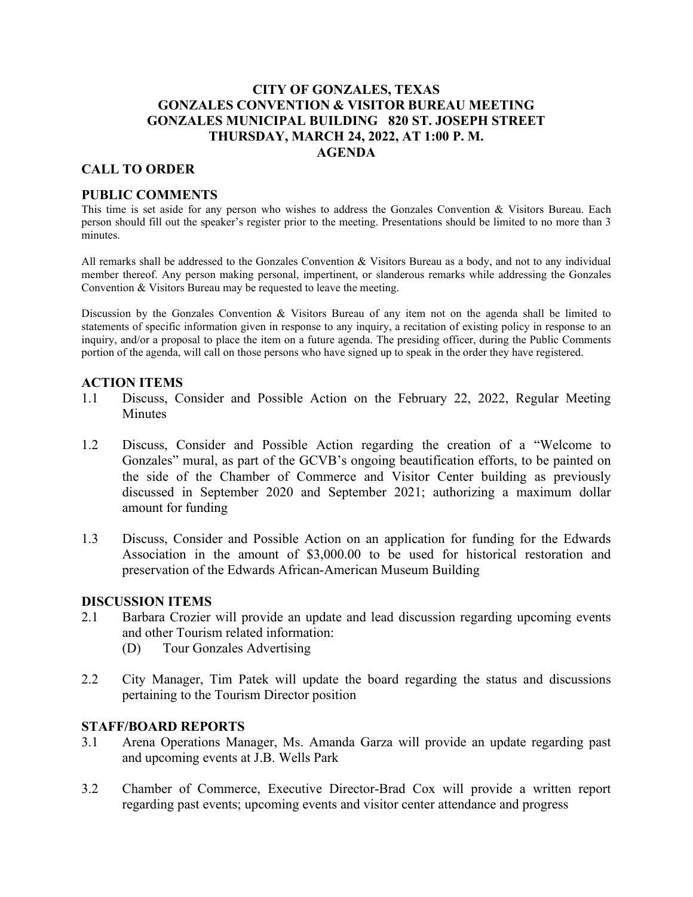# CITY OF GONZALES, TEXAS
# GONZALES CONVENTION & VISITOR BUREAU MEETING
# GONZALES MUNICIPAL BUILDING 820 ST. JOSEPH STREET
# THURSDAY, MARCH 24, 2022, AT 1:00 P. M.
# AGENDA

## CALL TO ORDER

## PUBLIC COMMENTS

This time is set aside for any person who wishes to address the Gonzales Convention & Visitors Bureau. Each person should fill out the speaker's register prior to the meeting. Presentations should be limited to no more than 3 minutes.

All remarks shall be addressed to the Gonzales Convention & Visitors Bureau as a body, and not to any individual member thereof. Any person making personal, impertinent, or slanderous remarks while addressing the Gonzales Convention & Visitors Bureau may be requested to leave the meeting.

Discussion by the Gonzales Convention & Visitors Bureau of any item not on the agenda shall be limited to statements of specific information given in response to any inquiry, a recitation of existing policy in response to an inquiry, and/or a proposal to place the item on a future agenda. The presiding officer, during the Public Comments portion of the agenda, will call on those persons who have signed up to speak in the order they have registered.

## ACTION ITEMS

1.1 Discuss, Consider and Possible Action on the February 22, 2022, Regular Meeting Minutes

1.2 Discuss, Consider and Possible Action regarding the creation of a "Welcome to Gonzales" mural, as part of the GCVB's ongoing beautification efforts, to be painted on the side of the Chamber of Commerce and Visitor Center building as previously discussed in September 2020 and September 2021; authorizing a maximum dollar amount for funding

1.3 Discuss, Consider and Possible Action on an application for funding for the Edwards Association in the amount of $3,000.00 to be used for historical restoration and preservation of the Edwards African-American Museum Building

## DISCUSSION ITEMS

2.1 Barbara Crozier will provide an update and lead discussion regarding upcoming events and other Tourism related information:
   (D) Tour Gonzales Advertising

2.2 City Manager, Tim Patek will update the board regarding the status and discussions pertaining to the Tourism Director position

## STAFF/BOARD REPORTS

3.1 Arena Operations Manager, Ms. Amanda Garza will provide an update regarding past and upcoming events at J.B. Wells Park

3.2 Chamber of Commerce, Executive Director-Brad Cox will provide a written report regarding past events; upcoming events and visitor center attendance and progress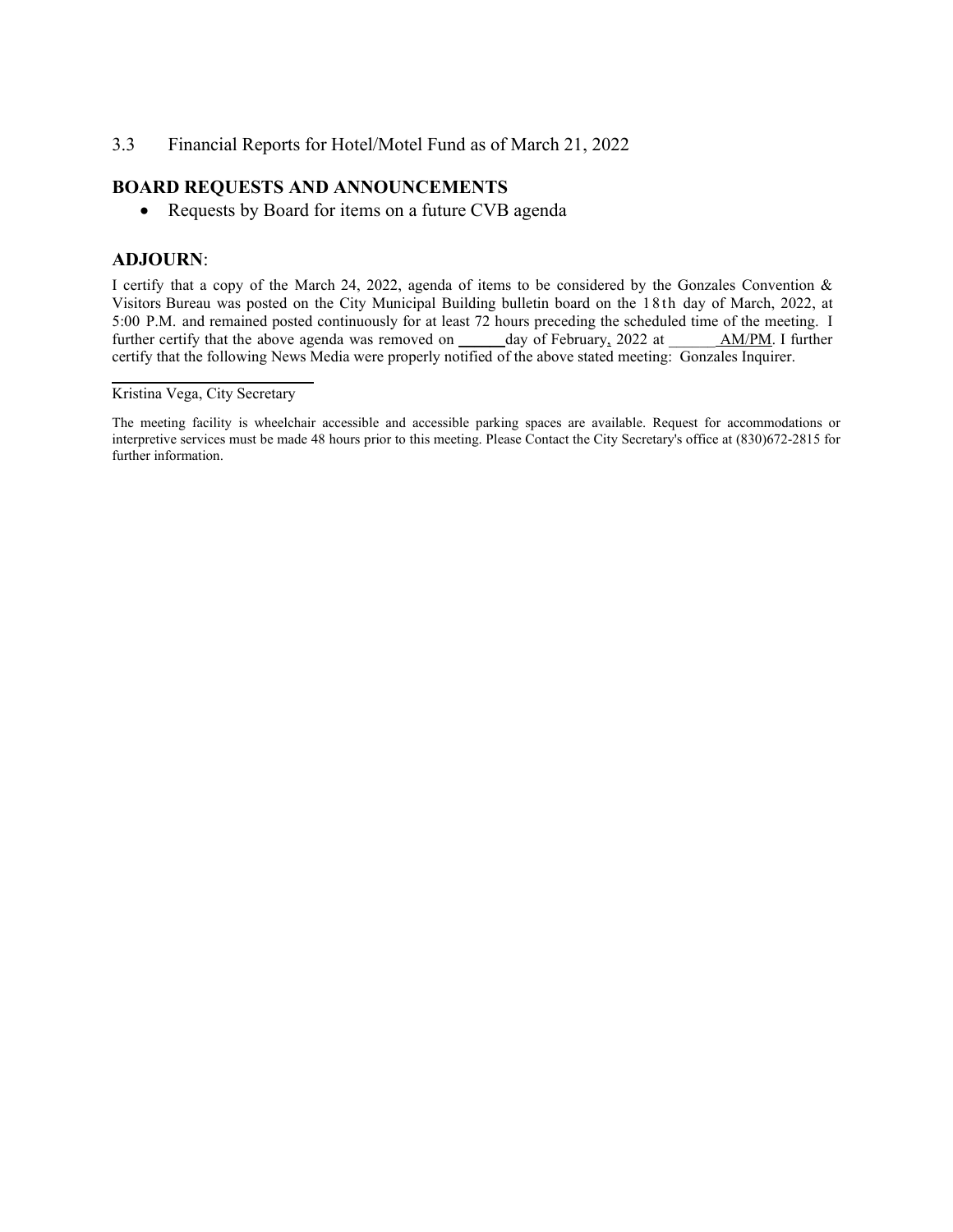3.3 Financial Reports for Hotel/Motel Fund as of March 21, 2022

## BOARD REQUESTS AND ANNOUNCEMENTS

- Requests by Board for items on a future CVB agenda

## ADJOURN:

I certify that a copy of the March 24, 2022, agenda of items to be considered by the Gonzales Convention & Visitors Bureau was posted on the City Municipal Building bulletin board on the 18th day of March, 2022, at 5:00 P.M. and remained posted continuously for at least 72 hours preceding the scheduled time of the meeting. I further certify that the above agenda was removed on ______day of February, 2022 at ______AM/PM. I further certify that the following News Media were properly notified of the above stated meeting: Gonzales Inquirer.

______________________________
Kristina Vega, City Secretary

The meeting facility is wheelchair accessible and accessible parking spaces are available. Request for accommodations or interpretive services must be made 48 hours prior to this meeting. Please Contact the City Secretary's office at (830)672-2815 for further information.